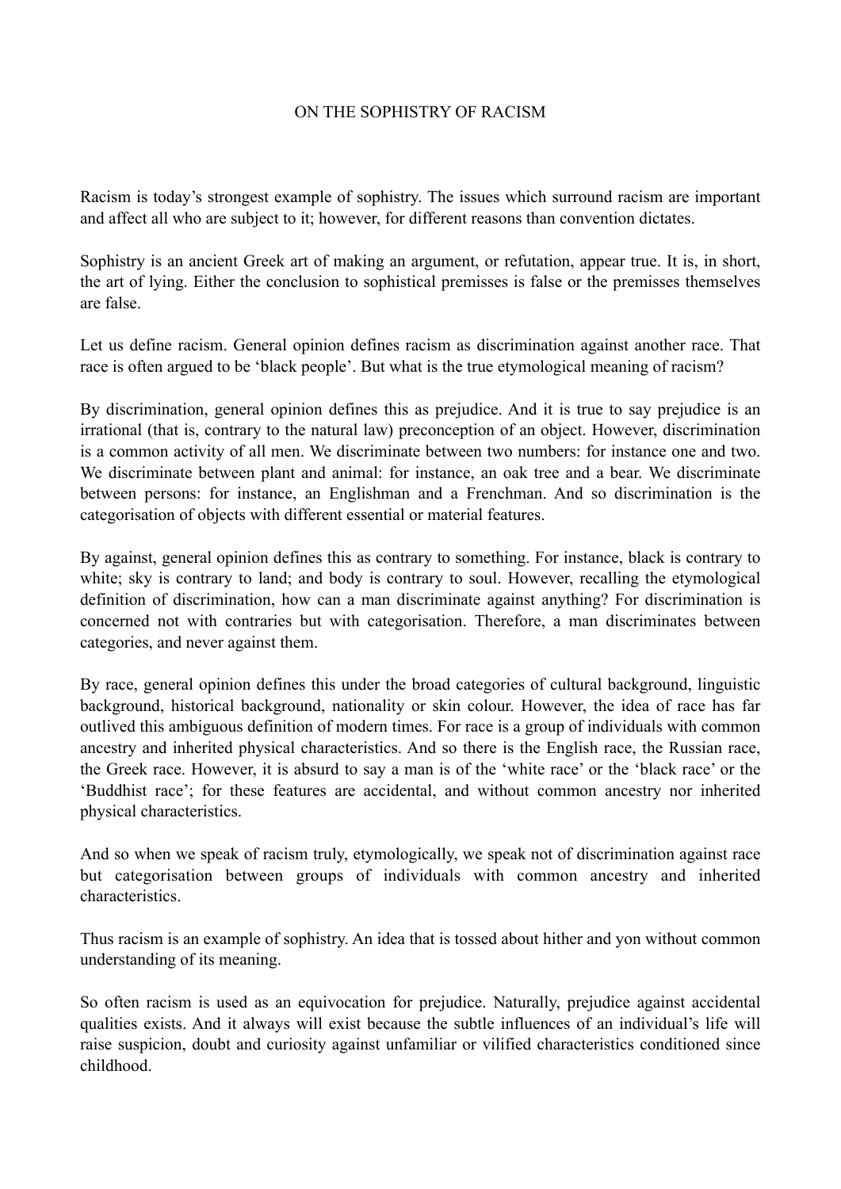# ON THE SOPHISTRY OF RACISM

Racism is today's strongest example of sophistry. The issues which surround racism are important and affect all who are subject to it; however, for different reasons than convention dictates.

Sophistry is an ancient Greek art of making an argument, or refutation, appear true. It is, in short, the art of lying. Either the conclusion to sophistical premisses is false or the premisses themselves are false.

Let us define racism. General opinion defines racism as discrimination against another race. That race is often argued to be 'black people'. But what is the true etymological meaning of racism?

By discrimination, general opinion defines this as prejudice. And it is true to say prejudice is an irrational (that is, contrary to the natural law) preconception of an object. However, discrimination is a common activity of all men. We discriminate between two numbers: for instance one and two. We discriminate between plant and animal: for instance, an oak tree and a bear. We discriminate between persons: for instance, an Englishman and a Frenchman. And so discrimination is the categorisation of objects with different essential or material features.

By against, general opinion defines this as contrary to something. For instance, black is contrary to white; sky is contrary to land; and body is contrary to soul. However, recalling the etymological definition of discrimination, how can a man discriminate against anything? For discrimination is concerned not with contraries but with categorisation. Therefore, a man discriminates between categories, and never against them.

By race, general opinion defines this under the broad categories of cultural background, linguistic background, historical background, nationality or skin colour. However, the idea of race has far outlived this ambiguous definition of modern times. For race is a group of individuals with common ancestry and inherited physical characteristics. And so there is the English race, the Russian race, the Greek race. However, it is absurd to say a man is of the 'white race' or the 'black race' or the 'Buddhist race'; for these features are accidental, and without common ancestry nor inherited physical characteristics.

And so when we speak of racism truly, etymologically, we speak not of discrimination against race but categorisation between groups of individuals with common ancestry and inherited characteristics.

Thus racism is an example of sophistry. An idea that is tossed about hither and yon without common understanding of its meaning.

So often racism is used as an equivocation for prejudice. Naturally, prejudice against accidental qualities exists. And it always will exist because the subtle influences of an individual's life will raise suspicion, doubt and curiosity against unfamiliar or vilified characteristics conditioned since childhood.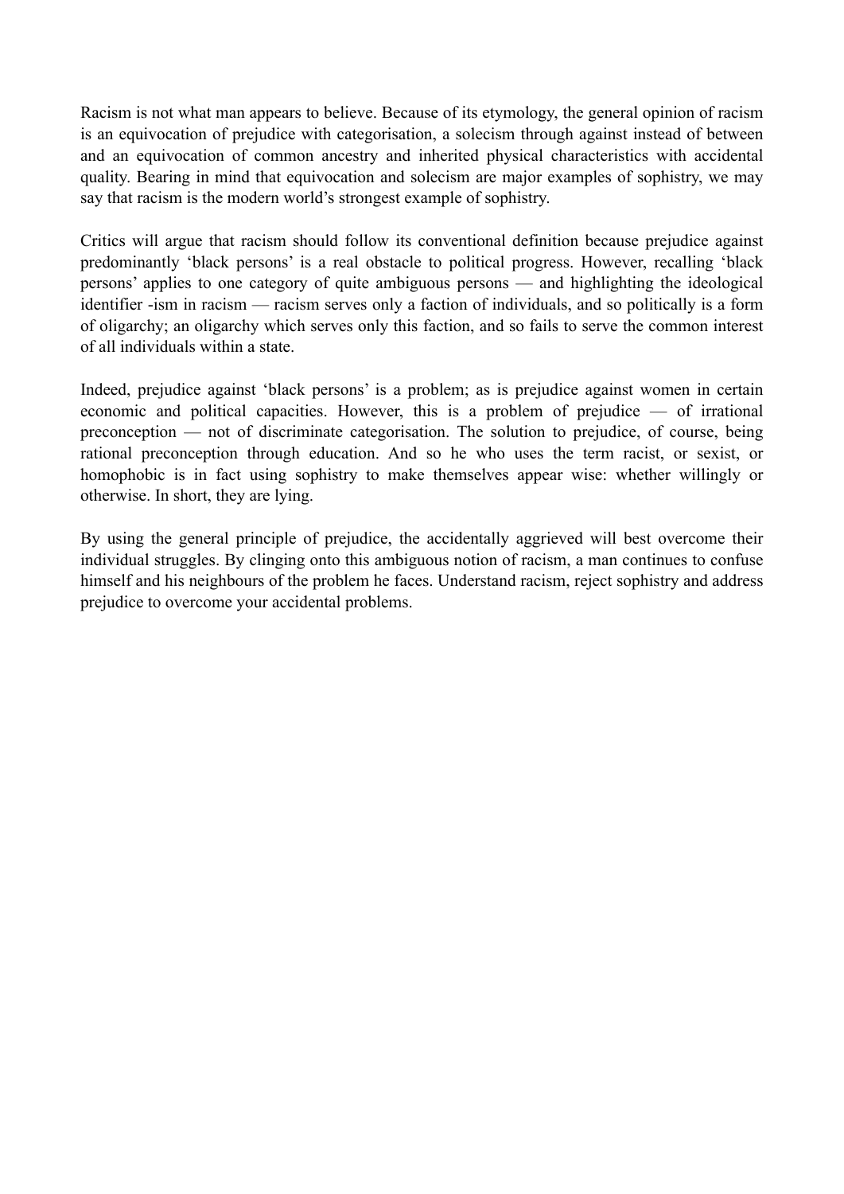Racism is not what man appears to believe. Because of its etymology, the general opinion of racism is an equivocation of prejudice with categorisation, a solecism through against instead of between and an equivocation of common ancestry and inherited physical characteristics with accidental quality. Bearing in mind that equivocation and solecism are major examples of sophistry, we may say that racism is the modern world's strongest example of sophistry.

Critics will argue that racism should follow its conventional definition because prejudice against predominantly 'black persons' is a real obstacle to political progress. However, recalling 'black persons' applies to one category of quite ambiguous persons — and highlighting the ideological identifier -ism in racism — racism serves only a faction of individuals, and so politically is a form of oligarchy; an oligarchy which serves only this faction, and so fails to serve the common interest of all individuals within a state.

Indeed, prejudice against 'black persons' is a problem; as is prejudice against women in certain economic and political capacities. However, this is a problem of prejudice — of irrational preconception — not of discriminate categorisation. The solution to prejudice, of course, being rational preconception through education. And so he who uses the term racist, or sexist, or homophobic is in fact using sophistry to make themselves appear wise: whether willingly or otherwise. In short, they are lying.

By using the general principle of prejudice, the accidentally aggrieved will best overcome their individual struggles. By clinging onto this ambiguous notion of racism, a man continues to confuse himself and his neighbours of the problem he faces. Understand racism, reject sophistry and address prejudice to overcome your accidental problems.